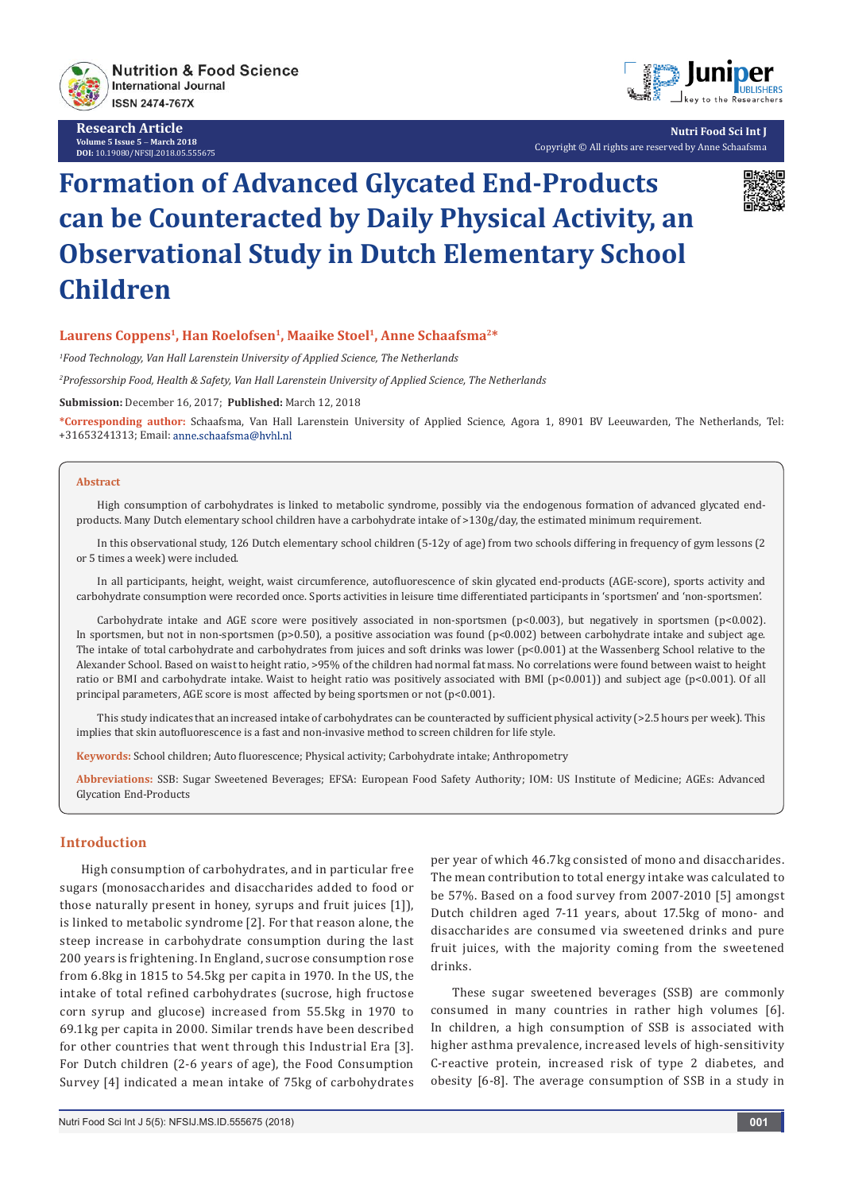# Formation of Advanced Glycated End-Products can be Counteracted by Daily Physical Activity, an Observational Study in Dutch Elementary School Children

**Laurens Coppens[1], Han Roelofsen[1], Maaike Stoel[1], Anne Schaafsma[2]***

*[1]Food Technology, Van Hall Larenstein University of Applied Science, The Netherlands*

*[2]Professorship Food, Health & Safety, Van Hall Larenstein University of Applied Science, The Netherlands*

**Submission:** December 16, 2017; **Published:** March 12, 2018

***Corresponding author:** Schaafsma, Van Hall Larenstein University of Applied Science, Agora 1, 8901 BV Leeuwarden, The Netherlands, Tel: +31653241313; Email: anne.schaafsma@hvhl.nl

## Abstract

High consumption of carbohydrates is linked to metabolic syndrome, possibly via the endogenous formation of advanced glycated end-products. Many Dutch elementary school children have a carbohydrate intake of >130g/day, the estimated minimum requirement.

In this observational study, 126 Dutch elementary school children (5-12y of age) from two schools differing in frequency of gym lessons (2 or 5 times a week) were included.

In all participants, height, weight, waist circumference, autofluorescence of skin glycated end-products (AGE-score), sports activity and carbohydrate consumption were recorded once. Sports activities in leisure time differentiated participants in 'sportsmen' and 'non-sportsmen'.

Carbohydrate intake and AGE score were positively associated in non-sportsmen ($p<0.003$), but negatively in sportsmen ($p<0.002$). In sportsmen, but not in non-sportsmen ($p>0.50$), a positive association was found ($p<0.002$) between carbohydrate intake and subject age. The intake of total carbohydrate and carbohydrates from juices and soft drinks was lower ($p<0.001$) at the Wassenberg School relative to the Alexander School. Based on waist to height ratio, >95% of the children had normal fat mass. No correlations were found between waist to height ratio or BMI and carbohydrate intake. Waist to height ratio was positively associated with BMI ($p<0.001$) and subject age ($p<0.001$). Of all principal parameters, AGE score is most affected by being sportsmen or not ($p<0.001$).

This study indicates that an increased intake of carbohydrates can be counteracted by sufficient physical activity (>2.5 hours per week). This implies that skin autofluorescence is a fast and non-invasive method to screen children for life style.

**Keywords:** School children; Auto fluorescence; Physical activity; Carbohydrate intake; Anthropometry

**Abbreviations:** SSB: Sugar Sweetened Beverages; EFSA: European Food Safety Authority; IOM: US Institute of Medicine; AGEs: Advanced Glycation End-Products

## Introduction

High consumption of carbohydrates, and in particular free sugars (monosaccharides and disaccharides added to food or those naturally present in honey, syrups and fruit juices [1]), is linked to metabolic syndrome [2]. For that reason alone, the steep increase in carbohydrate consumption during the last 200 years is frightening. In England, sucrose consumption rose from 6.8kg in 1815 to 54.5kg per capita in 1970. In the US, the intake of total refined carbohydrates (sucrose, high fructose corn syrup and glucose) increased from 55.5kg in 1970 to 69.1kg per capita in 2000. Similar trends have been described for other countries that went through this Industrial Era [3]. For Dutch children (2-6 years of age), the Food Consumption Survey [4] indicated a mean intake of 75kg of carbohydrates per year of which 46.7kg consisted of mono and disaccharides. The mean contribution to total energy intake was calculated to be 57%. Based on a food survey from 2007-2010 [5] amongst Dutch children aged 7-11 years, about 17.5kg of mono- and disaccharides are consumed via sweetened drinks and pure fruit juices, with the majority coming from the sweetened drinks.

These sugar sweetened beverages (SSB) are commonly consumed in many countries in rather high volumes [6]. In children, a high consumption of SSB is associated with higher asthma prevalence, increased levels of high-sensitivity C-reactive protein, increased risk of type 2 diabetes, and obesity [6-8]. The average consumption of SSB in a study in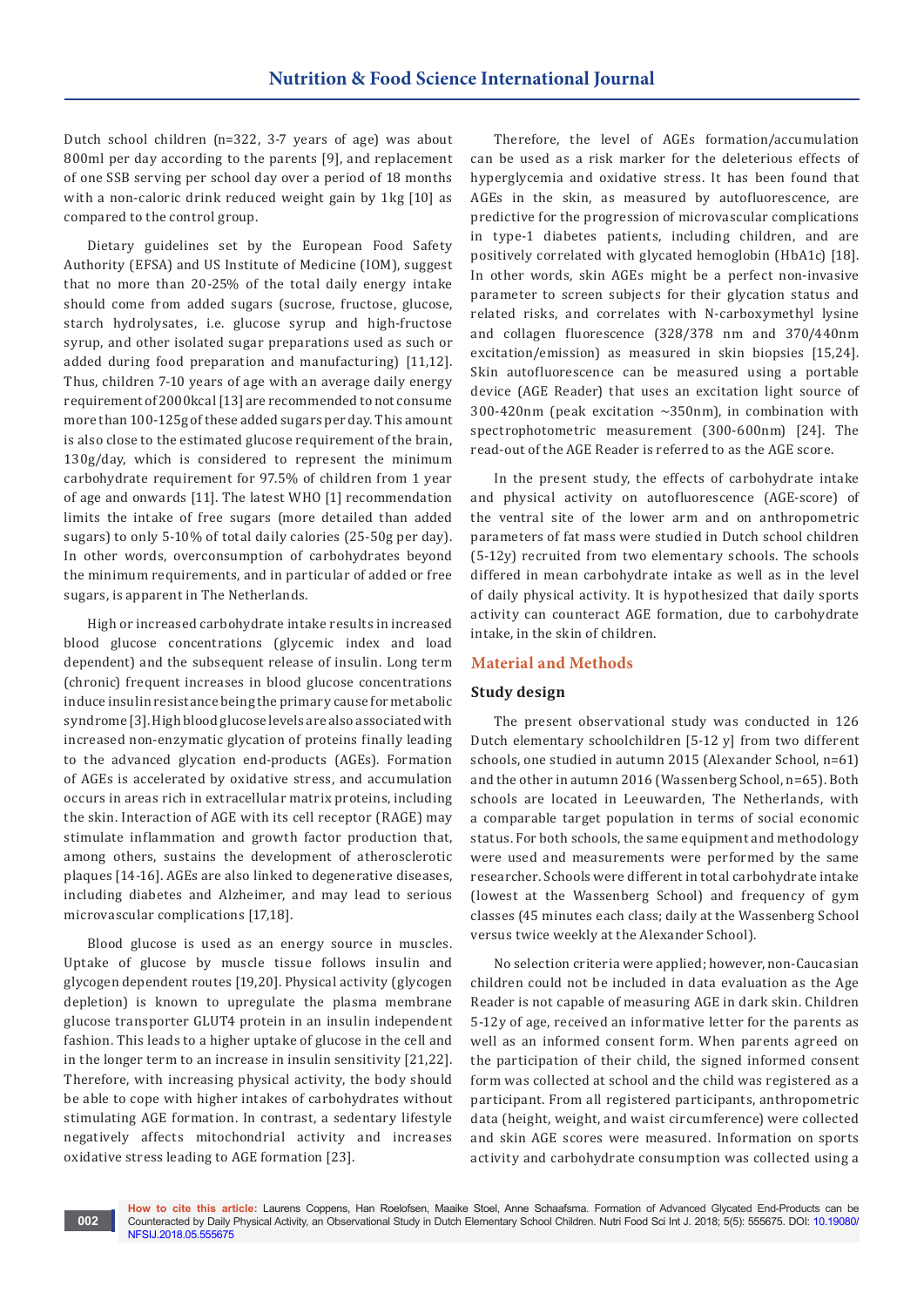Dutch school children (n=322, 3-7 years of age) was about 800ml per day according to the parents [9], and replacement of one SSB serving per school day over a period of 18 months with a non-caloric drink reduced weight gain by 1kg [10] as compared to the control group.

Dietary guidelines set by the European Food Safety Authority (EFSA) and US Institute of Medicine (IOM), suggest that no more than 20-25% of the total daily energy intake should come from added sugars (sucrose, fructose, glucose, starch hydrolysates, i.e. glucose syrup and high-fructose syrup, and other isolated sugar preparations used as such or added during food preparation and manufacturing) [11,12]. Thus, children 7-10 years of age with an average daily energy requirement of 2000kcal [13] are recommended to not consume more than 100-125g of these added sugars per day. This amount is also close to the estimated glucose requirement of the brain, 130g/day, which is considered to represent the minimum carbohydrate requirement for 97.5% of children from 1 year of age and onwards [11]. The latest WHO [1] recommendation limits the intake of free sugars (more detailed than added sugars) to only 5-10% of total daily calories (25-50g per day). In other words, overconsumption of carbohydrates beyond the minimum requirements, and in particular of added or free sugars, is apparent in The Netherlands.

High or increased carbohydrate intake results in increased blood glucose concentrations (glycemic index and load dependent) and the subsequent release of insulin. Long term (chronic) frequent increases in blood glucose concentrations induce insulin resistance being the primary cause for metabolic syndrome [3]. High blood glucose levels are also associated with increased non-enzymatic glycation of proteins finally leading to the advanced glycation end-products (AGEs). Formation of AGEs is accelerated by oxidative stress, and accumulation occurs in areas rich in extracellular matrix proteins, including the skin. Interaction of AGE with its cell receptor (RAGE) may stimulate inflammation and growth factor production that, among others, sustains the development of atherosclerotic plaques [14-16]. AGEs are also linked to degenerative diseases, including diabetes and Alzheimer, and may lead to serious microvascular complications [17,18].

Blood glucose is used as an energy source in muscles. Uptake of glucose by muscle tissue follows insulin and glycogen dependent routes [19,20]. Physical activity (glycogen depletion) is known to upregulate the plasma membrane glucose transporter GLUT4 protein in an insulin independent fashion. This leads to a higher uptake of glucose in the cell and in the longer term to an increase in insulin sensitivity [21,22]. Therefore, with increasing physical activity, the body should be able to cope with higher intakes of carbohydrates without stimulating AGE formation. In contrast, a sedentary lifestyle negatively affects mitochondrial activity and increases oxidative stress leading to AGE formation [23].

Therefore, the level of AGEs formation/accumulation can be used as a risk marker for the deleterious effects of hyperglycemia and oxidative stress. It has been found that AGEs in the skin, as measured by autofluorescence, are predictive for the progression of microvascular complications in type-1 diabetes patients, including children, and are positively correlated with glycated hemoglobin (HbA1c) [18]. In other words, skin AGEs might be a perfect non-invasive parameter to screen subjects for their glycation status and related risks, and correlates with N-carboxymethyl lysine and collagen fluorescence (328/378 nm and 370/440nm excitation/emission) as measured in skin biopsies [15,24]. Skin autofluorescence can be measured using a portable device (AGE Reader) that uses an excitation light source of 300-420nm (peak excitation ~350nm), in combination with spectrophotometric measurement (300-600nm) [24]. The read-out of the AGE Reader is referred to as the AGE score.

In the present study, the effects of carbohydrate intake and physical activity on autofluorescence (AGE-score) of the ventral site of the lower arm and on anthropometric parameters of fat mass were studied in Dutch school children (5-12y) recruited from two elementary schools. The schools differed in mean carbohydrate intake as well as in the level of daily physical activity. It is hypothesized that daily sports activity can counteract AGE formation, due to carbohydrate intake, in the skin of children.

## Material and Methods

### Study design

The present observational study was conducted in 126 Dutch elementary schoolchildren [5-12 y] from two different schools, one studied in autumn 2015 (Alexander School, n=61) and the other in autumn 2016 (Wassenberg School, n=65). Both schools are located in Leeuwarden, The Netherlands, with a comparable target population in terms of social economic status. For both schools, the same equipment and methodology were used and measurements were performed by the same researcher. Schools were different in total carbohydrate intake (lowest at the Wassenberg School) and frequency of gym classes (45 minutes each class; daily at the Wassenberg School versus twice weekly at the Alexander School).

No selection criteria were applied; however, non-Caucasian children could not be included in data evaluation as the Age Reader is not capable of measuring AGE in dark skin. Children 5-12y of age, received an informative letter for the parents as well as an informed consent form. When parents agreed on the participation of their child, the signed informed consent form was collected at school and the child was registered as a participant. From all registered participants, anthropometric data (height, weight, and waist circumference) were collected and skin AGE scores were measured. Information on sports activity and carbohydrate consumption was collected using a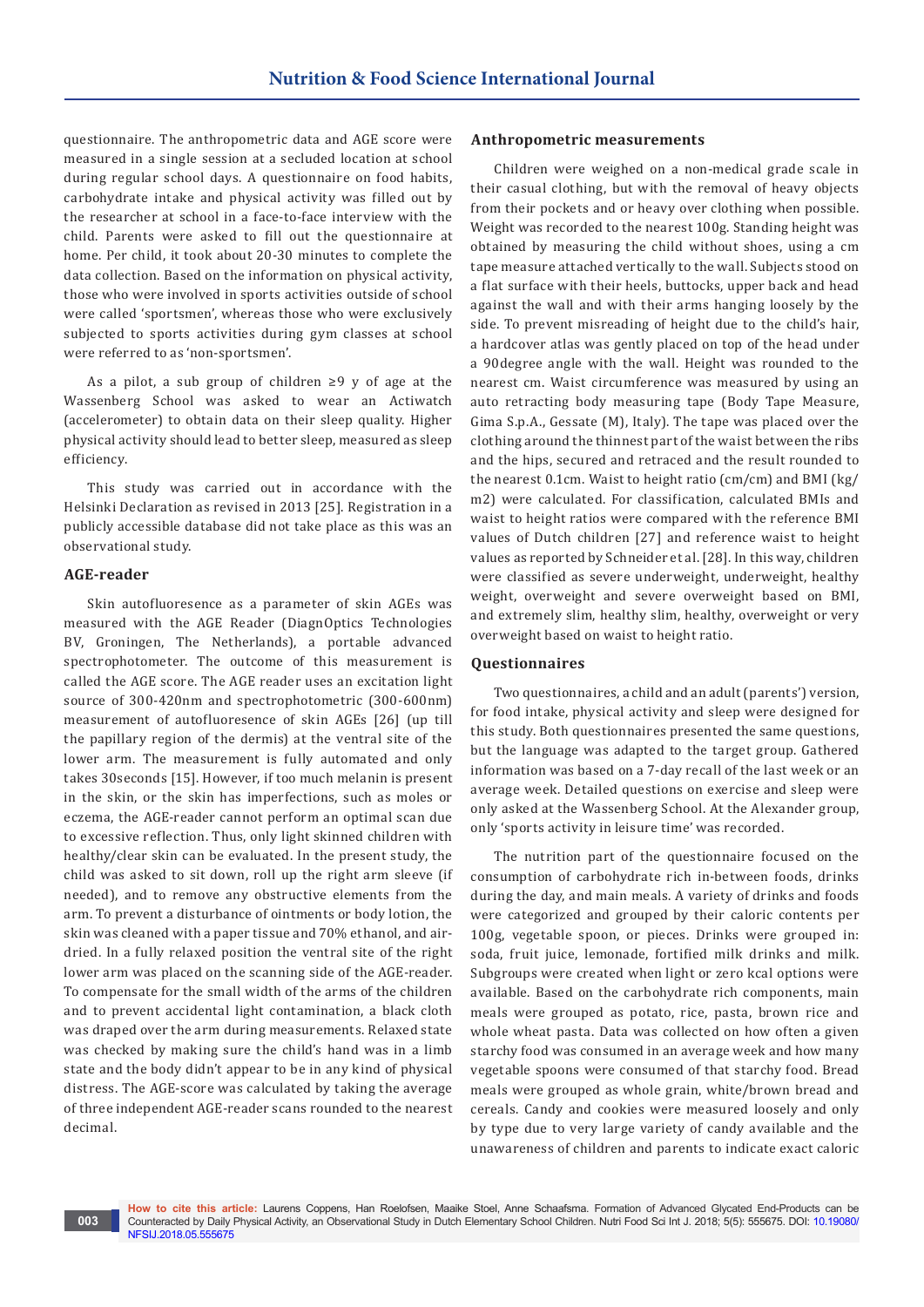questionnaire. The anthropometric data and AGE score were measured in a single session at a secluded location at school during regular school days. A questionnaire on food habits, carbohydrate intake and physical activity was filled out by the researcher at school in a face-to-face interview with the child. Parents were asked to fill out the questionnaire at home. Per child, it took about 20-30 minutes to complete the data collection. Based on the information on physical activity, those who were involved in sports activities outside of school were called 'sportsmen', whereas those who were exclusively subjected to sports activities during gym classes at school were referred to as 'non-sportsmen'.

As a pilot, a sub group of children ≥9 y of age at the Wassenberg School was asked to wear an Actiwatch (accelerometer) to obtain data on their sleep quality. Higher physical activity should lead to better sleep, measured as sleep efficiency.

This study was carried out in accordance with the Helsinki Declaration as revised in 2013 [25]. Registration in a publicly accessible database did not take place as this was an observational study.

### AGE-reader

Skin autofluoresence as a parameter of skin AGEs was measured with the AGE Reader (DiagnOptics Technologies BV, Groningen, The Netherlands), a portable advanced spectrophotometer. The outcome of this measurement is called the AGE score. The AGE reader uses an excitation light source of 300-420nm and spectrophotometric (300-600nm) measurement of autofluoresence of skin AGEs [26] (up till the papillary region of the dermis) at the ventral site of the lower arm. The measurement is fully automated and only takes 30seconds [15]. However, if too much melanin is present in the skin, or the skin has imperfections, such as moles or eczema, the AGE-reader cannot perform an optimal scan due to excessive reflection. Thus, only light skinned children with healthy/clear skin can be evaluated. In the present study, the child was asked to sit down, roll up the right arm sleeve (if needed), and to remove any obstructive elements from the arm. To prevent a disturbance of ointments or body lotion, the skin was cleaned with a paper tissue and 70% ethanol, and air-dried. In a fully relaxed position the ventral site of the right lower arm was placed on the scanning side of the AGE-reader. To compensate for the small width of the arms of the children and to prevent accidental light contamination, a black cloth was draped over the arm during measurements. Relaxed state was checked by making sure the child's hand was in a limb state and the body didn't appear to be in any kind of physical distress. The AGE-score was calculated by taking the average of three independent AGE-reader scans rounded to the nearest decimal.

### Anthropometric measurements

Children were weighed on a non-medical grade scale in their casual clothing, but with the removal of heavy objects from their pockets and or heavy over clothing when possible. Weight was recorded to the nearest 100g. Standing height was obtained by measuring the child without shoes, using a cm tape measure attached vertically to the wall. Subjects stood on a flat surface with their heels, buttocks, upper back and head against the wall and with their arms hanging loosely by the side. To prevent misreading of height due to the child's hair, a hardcover atlas was gently placed on top of the head under a 90degree angle with the wall. Height was rounded to the nearest cm. Waist circumference was measured by using an auto retracting body measuring tape (Body Tape Measure, Gima S.p.A., Gessate (M), Italy). The tape was placed over the clothing around the thinnest part of the waist between the ribs and the hips, secured and retraced and the result rounded to the nearest 0.1cm. Waist to height ratio (cm/cm) and BMI (kg/m2) were calculated. For classification, calculated BMIs and waist to height ratios were compared with the reference BMI values of Dutch children [27] and reference waist to height values as reported by Schneider et al. [28]. In this way, children were classified as severe underweight, underweight, healthy weight, overweight and severe overweight based on BMI, and extremely slim, healthy slim, healthy, overweight or very overweight based on waist to height ratio.

### Questionnaires

Two questionnaires, a child and an adult (parents') version, for food intake, physical activity and sleep were designed for this study. Both questionnaires presented the same questions, but the language was adapted to the target group. Gathered information was based on a 7-day recall of the last week or an average week. Detailed questions on exercise and sleep were only asked at the Wassenberg School. At the Alexander group, only 'sports activity in leisure time' was recorded.

The nutrition part of the questionnaire focused on the consumption of carbohydrate rich in-between foods, drinks during the day, and main meals. A variety of drinks and foods were categorized and grouped by their caloric contents per 100g, vegetable spoon, or pieces. Drinks were grouped in: soda, fruit juice, lemonade, fortified milk drinks and milk. Subgroups were created when light or zero kcal options were available. Based on the carbohydrate rich components, main meals were grouped as potato, rice, pasta, brown rice and whole wheat pasta. Data was collected on how often a given starchy food was consumed in an average week and how many vegetable spoons were consumed of that starchy food. Bread meals were grouped as whole grain, white/brown bread and cereals. Candy and cookies were measured loosely and only by type due to very large variety of candy available and the unawareness of children and parents to indicate exact caloric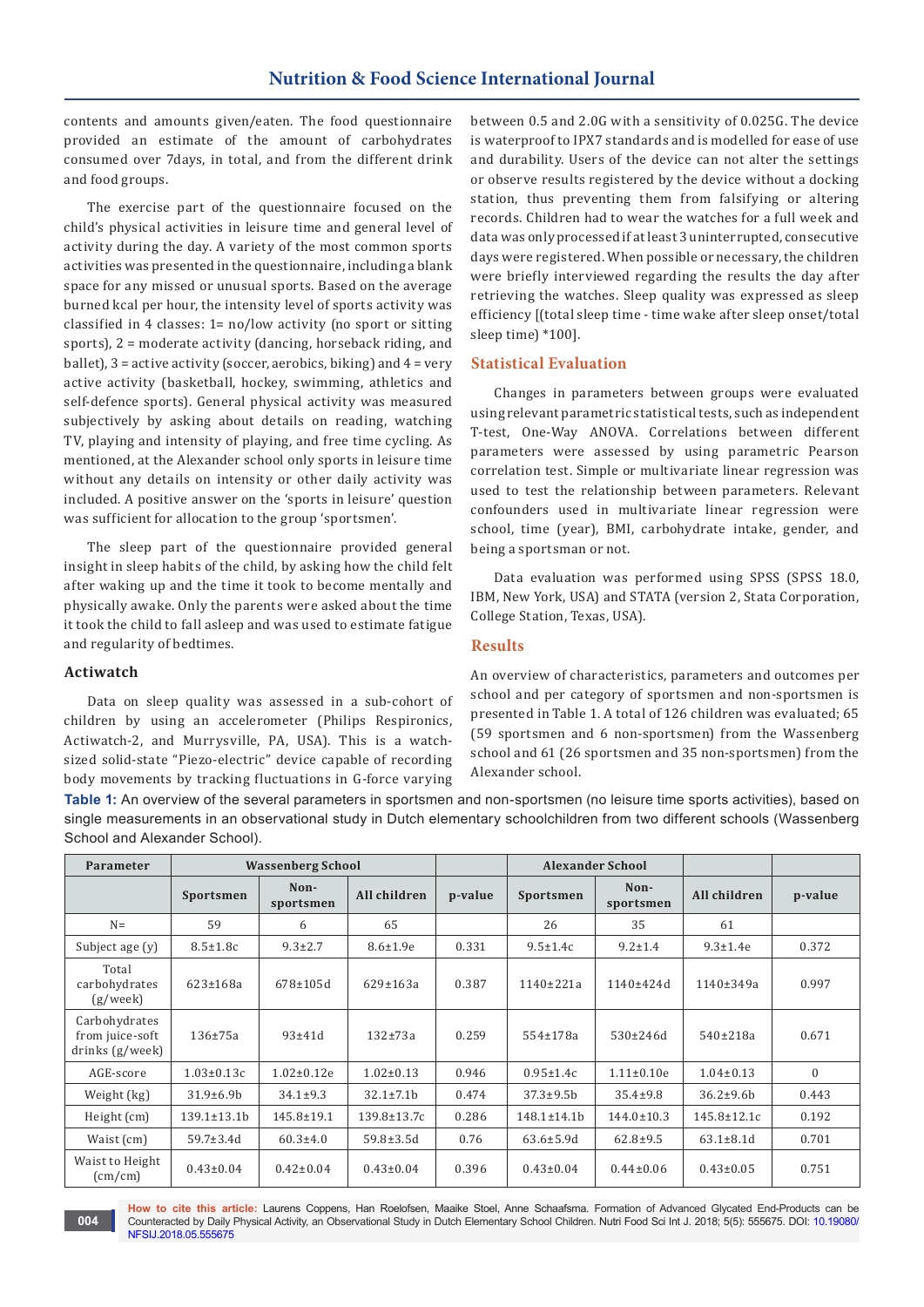contents and amounts given/eaten. The food questionnaire provided an estimate of the amount of carbohydrates consumed over 7days, in total, and from the different drink and food groups.

The exercise part of the questionnaire focused on the child's physical activities in leisure time and general level of activity during the day. A variety of the most common sports activities was presented in the questionnaire, including a blank space for any missed or unusual sports. Based on the average burned kcal per hour, the intensity level of sports activity was classified in 4 classes: 1= no/low activity (no sport or sitting sports), 2 = moderate activity (dancing, horseback riding, and ballet), 3 = active activity (soccer, aerobics, biking) and 4 = very active activity (basketball, hockey, swimming, athletics and self-defence sports). General physical activity was measured subjectively by asking about details on reading, watching TV, playing and intensity of playing, and free time cycling. As mentioned, at the Alexander school only sports in leisure time without any details on intensity or other daily activity was included. A positive answer on the 'sports in leisure' question was sufficient for allocation to the group 'sportsmen'.

The sleep part of the questionnaire provided general insight in sleep habits of the child, by asking how the child felt after waking up and the time it took to become mentally and physically awake. Only the parents were asked about the time it took the child to fall asleep and was used to estimate fatigue and regularity of bedtimes.

### Actiwatch

Data on sleep quality was assessed in a sub-cohort of children by using an accelerometer (Philips Respironics, Actiwatch-2, and Murrysville, PA, USA). This is a watch-sized solid-state "Piezo-electric" device capable of recording body movements by tracking fluctuations in G-force varying between 0.5 and 2.0G with a sensitivity of 0.025G. The device is waterproof to IPX7 standards and is modelled for ease of use and durability. Users of the device can not alter the settings or observe results registered by the device without a docking station, thus preventing them from falsifying or altering records. Children had to wear the watches for a full week and data was only processed if at least 3 uninterrupted, consecutive days were registered. When possible or necessary, the children were briefly interviewed regarding the results the day after retrieving the watches. Sleep quality was expressed as sleep efficiency [(total sleep time - time wake after sleep onset/total sleep time) *100].

## Statistical Evaluation

Changes in parameters between groups were evaluated using relevant parametric statistical tests, such as independent T-test, One-Way ANOVA. Correlations between different parameters were assessed by using parametric Pearson correlation test. Simple or multivariate linear regression was used to test the relationship between parameters. Relevant confounders used in multivariate linear regression were school, time (year), BMI, carbohydrate intake, gender, and being a sportsman or not.

Data evaluation was performed using SPSS (SPSS 18.0, IBM, New York, USA) and STATA (version 2, Stata Corporation, College Station, Texas, USA).

## Results

An overview of characteristics, parameters and outcomes per school and per category of sportsmen and non-sportsmen is presented in Table 1. A total of 126 children was evaluated; 65 (59 sportsmen and 6 non-sportsmen) from the Wassenberg school and 61 (26 sportsmen and 35 non-sportsmen) from the Alexander school.

**Table 1:** An overview of the several parameters in sportsmen and non-sportsmen (no leisure time sports activities), based on single measurements in an observational study in Dutch elementary schoolchildren from two different schools (Wassenberg School and Alexander School).

| Parameter | Wassenberg School | | | | Alexander School | | | |
|---|---|---|---|---|---|---|---|---|
| | Sportsmen | Non-sportsmen | All children | p-value | Sportsmen | Non-sportsmen | All children | p-value |
| N= | 59 | 6 | 65 | | 26 | 35 | 61 | |
| Subject age (y) | 8.5±1.8c | 9.3±2.7 | 8.6±1.9e | 0.331 | 9.5±1.4c | 9.2±1.4 | 9.3±1.4e | 0.372 |
| Total carbohydrates (g/week) | 623±168a | 678±105d | 629±163a | 0.387 | 1140±221a | 1140±424d | 1140±349a | 0.997 |
| Carbohydrates from juice-soft drinks (g/week) | 136±75a | 93±41d | 132±73a | 0.259 | 554±178a | 530±246d | 540±218a | 0.671 |
| AGE-score | 1.03±0.13c | 1.02±0.12e | 1.02±0.13 | 0.946 | 0.95±1.4c | 1.11±0.10e | 1.04±0.13 | 0 |
| Weight (kg) | 31.9±6.9b | 34.1±9.3 | 32.1±7.1b | 0.474 | 37.3±9.5b | 35.4±9.8 | 36.2±9.6b | 0.443 |
| Height (cm) | 139.1±13.1b | 145.8±19.1 | 139.8±13.7c | 0.286 | 148.1±14.1b | 144.0±10.3 | 145.8±12.1c | 0.192 |
| Waist (cm) | 59.7±3.4d | 60.3±4.0 | 59.8±3.5d | 0.76 | 63.6±5.9d | 62.8±9.5 | 63.1±8.1d | 0.701 |
| Waist to Height (cm/cm) | 0.43±0.04 | 0.42±0.04 | 0.43±0.04 | 0.396 | 0.43±0.04 | 0.44±0.06 | 0.43±0.05 | 0.751 |

**How to cite this article:** Laurens Coppens, Han Roelofsen, Maaike Stoel, Anne Schaafsma. Formation of Advanced Glycated End-Products can be Counteracted by Daily Physical Activity, an Observational Study in Dutch Elementary School Children. Nutri Food Sci Int J. 2018; 5(5): 555675. DOI: 10.19080/NFSIJ.2018.05.555675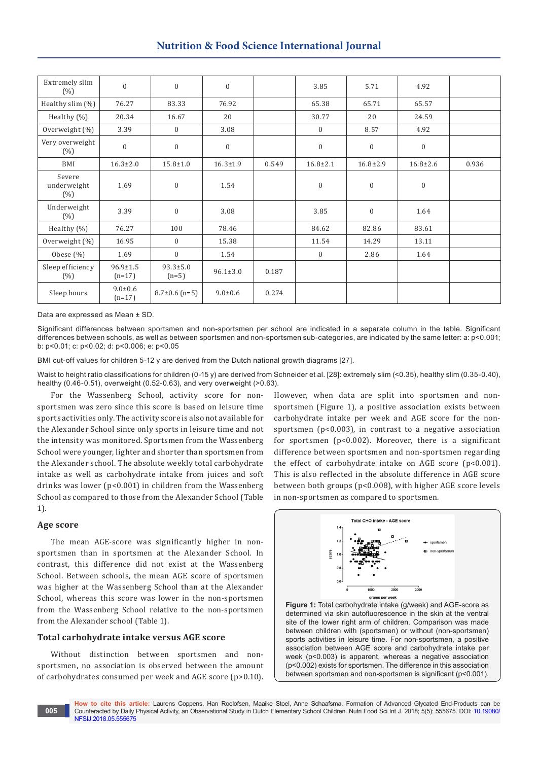| | | | | | | | | |
|---|---|---|---|---|---|---|---|---|
| Extremely slim (%) | 0 | 0 | 0 | | 3.85 | 5.71 | 4.92 | |
| Healthy slim (%) | 76.27 | 83.33 | 76.92 | | 65.38 | 65.71 | 65.57 | |
| Healthy (%) | 20.34 | 16.67 | 20 | | 30.77 | 20 | 24.59 | |
| Overweight (%) | 3.39 | 0 | 3.08 | | 0 | 8.57 | 4.92 | |
| Very overweight (%) | 0 | 0 | 0 | | 0 | 0 | 0 | |
| BMI | 16.3±2.0 | 15.8±1.0 | 16.3±1.9 | 0.549 | 16.8±2.1 | 16.8±2.9 | 16.8±2.6 | 0.936 |
| Severe underweight (%) | 1.69 | 0 | 1.54 | | 0 | 0 | 0 | |
| Underweight (%) | 3.39 | 0 | 3.08 | | 3.85 | 0 | 1.64 | |
| Healthy (%) | 76.27 | 100 | 78.46 | | 84.62 | 82.86 | 83.61 | |
| Overweight (%) | 16.95 | 0 | 15.38 | | 11.54 | 14.29 | 13.11 | |
| Obese (%) | 1.69 | 0 | 1.54 | | 0 | 2.86 | 1.64 | |
| Sleep efficiency (%) | 96.9±1.5 (n=17) | 93.3±5.0 (n=5) | 96.1±3.0 | 0.187 | | | | |
| Sleep hours | 9.0±0.6 (n=17) | 8.7±0.6 (n=5) | 9.0±0.6 | 0.274 | | | | |

Data are expressed as Mean ± SD.

Significant differences between sportsmen and non-sportsmen per school are indicated in a separate column in the table. Significant differences between schools, as well as between sportsmen and non-sportsmen sub-categories, are indicated by the same letter: a: $p<0.001$; b: $p<0.01$; c: $p<0.02$; d: $p<0.006$; e: $p<0.05$

BMI cut-off values for children 5-12 y are derived from the Dutch national growth diagrams [27].

Waist to height ratio classifications for children (0-15 y) are derived from Schneider et al. [28]: extremely slim (<0.35), healthy slim (0.35-0.40), healthy (0.46-0.51), overweight (0.52-0.63), and very overweight (>0.63).

For the Wassenberg School, activity score for non-sportsmen was zero since this score is based on leisure time sports activities only. The activity score is also not available for the Alexander School since only sports in leisure time and not the intensity was monitored. Sportsmen from the Wassenberg School were younger, lighter and shorter than sportsmen from the Alexander school. The absolute weekly total carbohydrate intake as well as carbohydrate intake from juices and soft drinks was lower ($p<0.001$) in children from the Wassenberg School as compared to those from the Alexander School (Table 1).

### Age score

The mean AGE-score was significantly higher in non-sportsmen than in sportsmen at the Alexander School. In contrast, this difference did not exist at the Wassenberg School. Between schools, the mean AGE score of sportsmen was higher at the Wassenberg School than at the Alexander School, whereas this score was lower in the non-sportsmen from the Wassenberg School relative to the non-sportsmen from the Alexander school (Table 1).

### Total carbohydrate intake versus AGE score

Without distinction between sportsmen and non-sportsmen, no association is observed between the amount of carbohydrates consumed per week and AGE score ($p>0.10$). However, when data are split into sportsmen and non-sportsmen (Figure 1), a positive association exists between carbohydrate intake per week and AGE score for the non-sportsmen ($p<0.003$), in contrast to a negative association for sportsmen ($p<0.002$). Moreover, there is a significant difference between sportsmen and non-sportsmen regarding the effect of carbohydrate intake on AGE score ($p<0.001$). This is also reflected in the absolute difference in AGE score between both groups ($p<0.008$), with higher AGE score levels in non-sportsmen as compared to sportsmen.

**Figure 1:** Total carbohydrate intake (g/week) and AGE-score as determined via skin autofluorescence in the skin at the ventral site of the lower right arm of children. Comparison was made between children with (sportsmen) or without (non-sportsmen) sports activities in leisure time. For non-sportsmen, a positive association between AGE score and carbohydrate intake per week ($p<0.003$) is apparent, whereas a negative association ($p<0.002$) exists for sportsmen. The difference in this association between sportsmen and non-sportsmen is significant ($p<0.001$).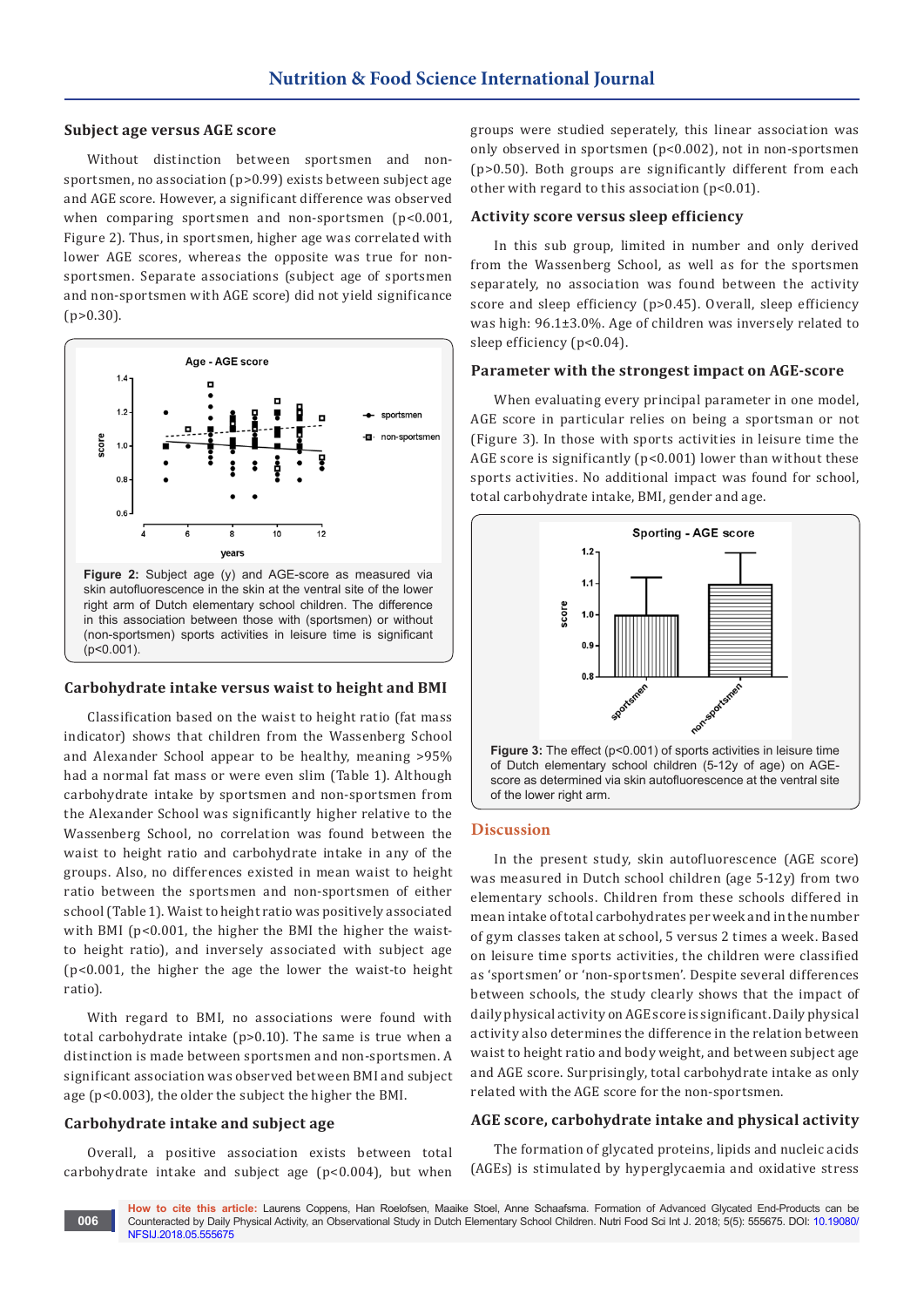### Subject age versus AGE score

Without distinction between sportsmen and non-sportsmen, no association ($p>0.99$) exists between subject age and AGE score. However, a significant difference was observed when comparing sportsmen and non-sportsmen ($p<0.001$, Figure 2). Thus, in sportsmen, higher age was correlated with lower AGE scores, whereas the opposite was true for non-sportsmen. Separate associations (subject age of sportsmen and non-sportsmen with AGE score) did not yield significance ($p>0.30$).

**Figure 2:** Subject age (y) and AGE-score as measured via skin autofluorescence in the skin at the ventral site of the lower right arm of Dutch elementary school children. The difference in this association between those with (sportsmen) or without (non-sportsmen) sports activities in leisure time is significant ($p<0.001$).

### Carbohydrate intake versus waist to height and BMI

Classification based on the waist to height ratio (fat mass indicator) shows that children from the Wassenberg School and Alexander School appear to be healthy, meaning >95% had a normal fat mass or were even slim (Table 1). Although carbohydrate intake by sportsmen and non-sportsmen from the Alexander School was significantly higher relative to the Wassenberg School, no correlation was found between the waist to height ratio and carbohydrate intake in any of the groups. Also, no differences existed in mean waist to height ratio between the sportsmen and non-sportsmen of either school (Table 1). Waist to height ratio was positively associated with BMI ($p<0.001$, the higher the BMI the higher the waist-to height ratio), and inversely associated with subject age ($p<0.001$, the higher the age the lower the waist-to height ratio).

With regard to BMI, no associations were found with total carbohydrate intake ($p>0.10$). The same is true when a distinction is made between sportsmen and non-sportsmen. A significant association was observed between BMI and subject age ($p<0.003$), the older the subject the higher the BMI.

### Carbohydrate intake and subject age

Overall, a positive association exists between total carbohydrate intake and subject age ($p<0.004$), but when groups were studied seperately, this linear association was only observed in sportsmen ($p<0.002$), not in non-sportsmen ($p>0.50$). Both groups are significantly different from each other with regard to this association ($p<0.01$).

### Activity score versus sleep efficiency

In this sub group, limited in number and only derived from the Wassenberg School, as well as for the sportsmen separately, no association was found between the activity score and sleep efficiency ($p>0.45$). Overall, sleep efficiency was high: 96.1±3.0%. Age of children was inversely related to sleep efficiency ($p<0.04$).

### Parameter with the strongest impact on AGE-score

When evaluating every principal parameter in one model, AGE score in particular relies on being a sportsman or not (Figure 3). In those with sports activities in leisure time the AGE score is significantly ($p<0.001$) lower than without these sports activities. No additional impact was found for school, total carbohydrate intake, BMI, gender and age.

**Figure 3:** The effect ($p<0.001$) of sports activities in leisure time of Dutch elementary school children (5-12y of age) on AGE-score as determined via skin autofluorescence at the ventral site of the lower right arm.

## Discussion

In the present study, skin autofluorescence (AGE score) was measured in Dutch school children (age 5-12y) from two elementary schools. Children from these schools differed in mean intake of total carbohydrates per week and in the number of gym classes taken at school, 5 versus 2 times a week. Based on leisure time sports activities, the children were classified as 'sportsmen' or 'non-sportsmen'. Despite several differences between schools, the study clearly shows that the impact of daily physical activity on AGE score is significant. Daily physical activity also determines the difference in the relation between waist to height ratio and body weight, and between subject age and AGE score. Surprisingly, total carbohydrate intake as only related with the AGE score for the non-sportsmen.

### AGE score, carbohydrate intake and physical activity

The formation of glycated proteins, lipids and nucleic acids (AGEs) is stimulated by hyperglycaemia and oxidative stress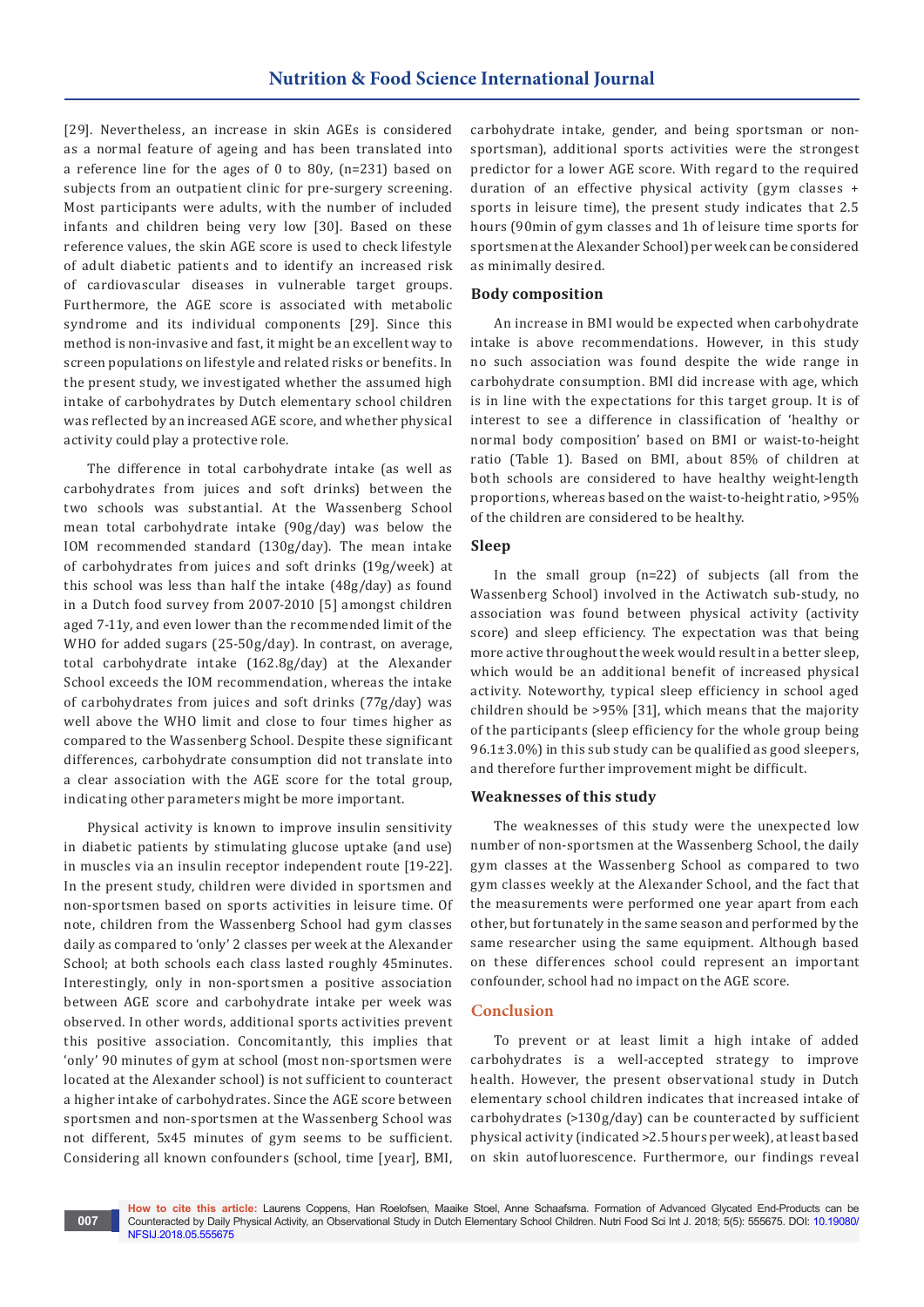[29]. Nevertheless, an increase in skin AGEs is considered as a normal feature of ageing and has been translated into a reference line for the ages of 0 to 80y, (n=231) based on subjects from an outpatient clinic for pre-surgery screening. Most participants were adults, with the number of included infants and children being very low [30]. Based on these reference values, the skin AGE score is used to check lifestyle of adult diabetic patients and to identify an increased risk of cardiovascular diseases in vulnerable target groups. Furthermore, the AGE score is associated with metabolic syndrome and its individual components [29]. Since this method is non-invasive and fast, it might be an excellent way to screen populations on lifestyle and related risks or benefits. In the present study, we investigated whether the assumed high intake of carbohydrates by Dutch elementary school children was reflected by an increased AGE score, and whether physical activity could play a protective role.

The difference in total carbohydrate intake (as well as carbohydrates from juices and soft drinks) between the two schools was substantial. At the Wassenberg School mean total carbohydrate intake (90g/day) was below the IOM recommended standard (130g/day). The mean intake of carbohydrates from juices and soft drinks (19g/week) at this school was less than half the intake (48g/day) as found in a Dutch food survey from 2007-2010 [5] amongst children aged 7-11y, and even lower than the recommended limit of the WHO for added sugars (25-50g/day). In contrast, on average, total carbohydrate intake (162.8g/day) at the Alexander School exceeds the IOM recommendation, whereas the intake of carbohydrates from juices and soft drinks (77g/day) was well above the WHO limit and close to four times higher as compared to the Wassenberg School. Despite these significant differences, carbohydrate consumption did not translate into a clear association with the AGE score for the total group, indicating other parameters might be more important.

Physical activity is known to improve insulin sensitivity in diabetic patients by stimulating glucose uptake (and use) in muscles via an insulin receptor independent route [19-22]. In the present study, children were divided in sportsmen and non-sportsmen based on sports activities in leisure time. Of note, children from the Wassenberg School had gym classes daily as compared to 'only' 2 classes per week at the Alexander School; at both schools each class lasted roughly 45minutes. Interestingly, only in non-sportsmen a positive association between AGE score and carbohydrate intake per week was observed. In other words, additional sports activities prevent this positive association. Concomitantly, this implies that 'only' 90 minutes of gym at school (most non-sportsmen were located at the Alexander school) is not sufficient to counteract a higher intake of carbohydrates. Since the AGE score between sportsmen and non-sportsmen at the Wassenberg School was not different, 5x45 minutes of gym seems to be sufficient. Considering all known confounders (school, time [year], BMI, carbohydrate intake, gender, and being sportsman or non-sportsman), additional sports activities were the strongest predictor for a lower AGE score. With regard to the required duration of an effective physical activity (gym classes + sports in leisure time), the present study indicates that 2.5 hours (90min of gym classes and 1h of leisure time sports for sportsmen at the Alexander School) per week can be considered as minimally desired.

### Body composition

An increase in BMI would be expected when carbohydrate intake is above recommendations. However, in this study no such association was found despite the wide range in carbohydrate consumption. BMI did increase with age, which is in line with the expectations for this target group. It is of interest to see a difference in classification of 'healthy or normal body composition' based on BMI or waist-to-height ratio (Table 1). Based on BMI, about 85% of children at both schools are considered to have healthy weight-length proportions, whereas based on the waist-to-height ratio, >95% of the children are considered to be healthy.

### Sleep

In the small group (n=22) of subjects (all from the Wassenberg School) involved in the Actiwatch sub-study, no association was found between physical activity (activity score) and sleep efficiency. The expectation was that being more active throughout the week would result in a better sleep, which would be an additional benefit of increased physical activity. Noteworthy, typical sleep efficiency in school aged children should be >95% [31], which means that the majority of the participants (sleep efficiency for the whole group being 96.1±3.0%) in this sub study can be qualified as good sleepers, and therefore further improvement might be difficult.

### Weaknesses of this study

The weaknesses of this study were the unexpected low number of non-sportsmen at the Wassenberg School, the daily gym classes at the Wassenberg School as compared to two gym classes weekly at the Alexander School, and the fact that the measurements were performed one year apart from each other, but fortunately in the same season and performed by the same researcher using the same equipment. Although based on these differences school could represent an important confounder, school had no impact on the AGE score.

## Conclusion

To prevent or at least limit a high intake of added carbohydrates is a well-accepted strategy to improve health. However, the present observational study in Dutch elementary school children indicates that increased intake of carbohydrates (>130g/day) can be counteracted by sufficient physical activity (indicated >2.5 hours per week), at least based on skin autofluorescence. Furthermore, our findings reveal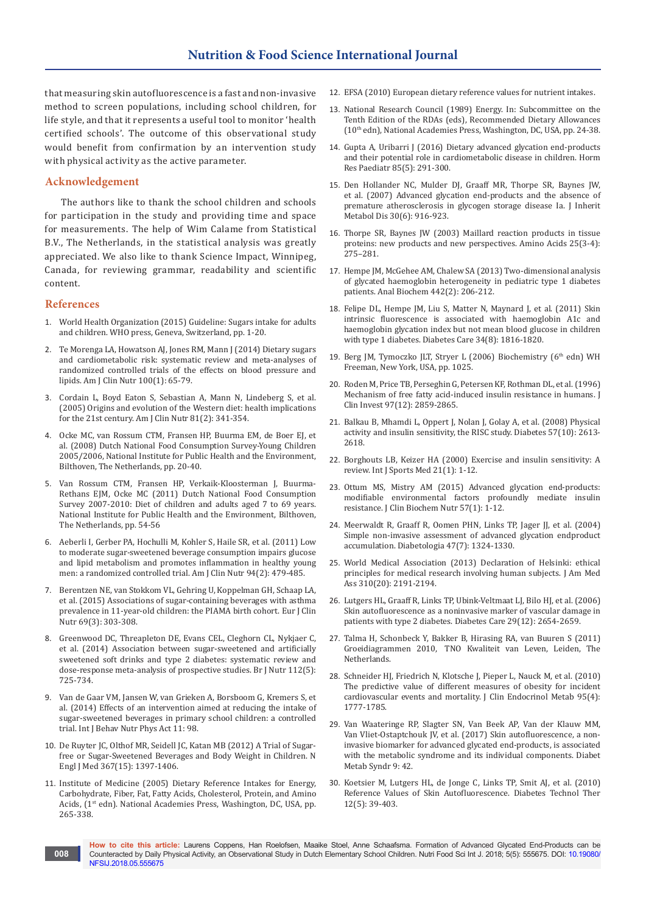that measuring skin autofluorescence is a fast and non-invasive method to screen populations, including school children, for life style, and that it represents a useful tool to monitor 'health certified schools'. The outcome of this observational study would benefit from confirmation by an intervention study with physical activity as the active parameter.

## Acknowledgement

The authors like to thank the school children and schools for participation in the study and providing time and space for measurements. The help of Wim Calame from Statistical B.V., The Netherlands, in the statistical analysis was greatly appreciated. We also like to thank Science Impact, Winnipeg, Canada, for reviewing grammar, readability and scientific content.

## References

1. World Health Organization (2015) Guideline: Sugars intake for adults and children. WHO press, Geneva, Switzerland, pp. 1-20.
2. Te Morenga LA, Howatson AJ, Jones RM, Mann J (2014) Dietary sugars and cardiometabolic risk: systematic review and meta-analyses of randomized controlled trials of the effects on blood pressure and lipids. Am J Clin Nutr 100(1): 65-79.
3. Cordain L, Boyd Eaton S, Sebastian A, Mann N, Lindeberg S, et al. (2005) Origins and evolution of the Western diet: health implications for the 21st century. Am J Clin Nutr 81(2): 341-354.
4. Ocke MC, van Rossum CTM, Fransen HP, Buurma EM, de Boer EJ, et al. (2008) Dutch National Food Consumption Survey-Young Children 2005/2006, National Institute for Public Health and the Environment, Bilthoven, The Netherlands, pp. 20-40.
5. Van Rossum CTM, Fransen HP, Verkaik-Kloosterman J, Buurma-Rethans EJM, Ocke MC (2011) Dutch National Food Consumption Survey 2007-2010: Diet of children and adults aged 7 to 69 years. National Institute for Public Health and the Environment, Bilthoven, The Netherlands, pp. 54-56
6. Aeberli I, Gerber PA, Hochulli M, Kohler S, Haile SR, et al. (2011) Low to moderate sugar-sweetened beverage consumption impairs glucose and lipid metabolism and promotes inflammation in healthy young men: a randomized controlled trial. Am J Clin Nutr 94(2): 479-485.
7. Berentzen NE, van Stokkom VL, Gehring U, Koppelman GH, Schaap LA, et al. (2015) Associations of sugar-containing beverages with asthma prevalence in 11-year-old children: the PIAMA birth cohort. Eur J Clin Nutr 69(3): 303-308.
8. Greenwood DC, Threapleton DE, Evans CEL, Cleghorn CL, Nykjaer C, et al. (2014) Association between sugar-sweetened and artificially sweetened soft drinks and type 2 diabetes: systematic review and dose-response meta-analysis of prospective studies. Br J Nutr 112(5): 725-734.
9. Van de Gaar VM, Jansen W, van Grieken A, Borsboom G, Kremers S, et al. (2014) Effects of an intervention aimed at reducing the intake of sugar-sweetened beverages in primary school children: a controlled trial. Int J Behav Nutr Phys Act 11: 98.
10. De Ruyter JC, Olthof MR, Seidell JC, Katan MB (2012) A Trial of Sugar-free or Sugar-Sweetened Beverages and Body Weight in Children. N Engl J Med 367(15): 1397-1406.
11. Institute of Medicine (2005) Dietary Reference Intakes for Energy, Carbohydrate, Fiber, Fat, Fatty Acids, Cholesterol, Protein, and Amino Acids, (1st edn). National Academies Press, Washington, DC, USA, pp. 265-338.
12. EFSA (2010) European dietary reference values for nutrient intakes.
13. National Research Council (1989) Energy. In: Subcommittee on the Tenth Edition of the RDAs (eds), Recommended Dietary Allowances (10th edn), National Academies Press, Washington, DC, USA, pp. 24-38.
14. Gupta A, Uribarri J (2016) Dietary advanced glycation end-products and their potential role in cardiometabolic disease in children. Horm Res Paediatr 85(5): 291-300.
15. Den Hollander NC, Mulder DJ, Graaff MR, Thorpe SR, Baynes JW, et al. (2007) Advanced glycation end-products and the absence of premature atherosclerosis in glycogen storage disease Ia. J Inherit Metabol Dis 30(6): 916-923.
16. Thorpe SR, Baynes JW (2003) Maillard reaction products in tissue proteins: new products and new perspectives. Amino Acids 25(3-4): 275–281.
17. Hempe JM, McGehee AM, Chalew SA (2013) Two-dimensional analysis of glycated haemoglobin heterogeneity in pediatric type 1 diabetes patients. Anal Biochem 442(2): 206-212.
18. Felipe DL, Hempe JM, Liu S, Matter N, Maynard J, et al. (2011) Skin intrinsic fluorescence is associated with haemoglobin A1c and haemoglobin glycation index but not mean blood glucose in children with type 1 diabetes. Diabetes Care 34(8): 1816-1820.
19. Berg JM, Tymoczko JLT, Stryer L (2006) Biochemistry (6th edn) WH Freeman, New York, USA, pp. 1025.
20. Roden M, Price TB, Perseghin G, Petersen KF, Rothman DL, et al. (1996) Mechanism of free fatty acid-induced insulin resistance in humans. J Clin Invest 97(12): 2859-2865.
21. Balkau B, Mhamdi L, Oppert J, Nolan J, Golay A, et al. (2008) Physical activity and insulin sensitivity, the RISC study. Diabetes 57(10): 2613-2618.
22. Borghouts LB, Keizer HA (2000) Exercise and insulin sensitivity: A review. Int J Sports Med 21(1): 1-12.
23. Ottum MS, Mistry AM (2015) Advanced glycation end-products: modifiable environmental factors profoundly mediate insulin resistance. J Clin Biochem Nutr 57(1): 1-12.
24. Meerwaldt R, Graaff R, Oomen PHN, Links TP, Jager JJ, et al. (2004) Simple non-invasive assessment of advanced glycation endproduct accumulation. Diabetologia 47(7): 1324-1330.
25. World Medical Association (2013) Declaration of Helsinki: ethical principles for medical research involving human subjects. J Am Med Ass 310(20): 2191-2194.
26. Lutgers HL, Graaff R, Links TP, Ubink-Veltmaat LJ, Bilo HJ, et al. (2006) Skin autofluorescence as a noninvasive marker of vascular damage in patients with type 2 diabetes. Diabetes Care 29(12): 2654-2659.
27. Talma H, Schonbeck Y, Bakker B, Hirasing RA, van Buuren S (2011) Groeidiagrammen 2010, TNO Kwaliteit van Leven, Leiden, The Netherlands.
28. Schneider HJ, Friedrich N, Klotsche J, Pieper L, Nauck M, et al. (2010) The predictive value of different measures of obesity for incident cardiovascular events and mortality. J Clin Endocrinol Metab 95(4): 1777-1785.
29. Van Waateringe RP, Slagter SN, Van Beek AP, Van der Klauw MM, Van Vliet-Ostaptchouk JV, et al. (2017) Skin autofluorescence, a non-invasive biomarker for advanced glycated end-products, is associated with the metabolic syndrome and its individual components. Diabet Metab Syndr 9: 42.
30. Koetsier M, Lutgers HL, de Jonge C, Links TP, Smit AJ, et al. (2010) Reference Values of Skin Autofluorescence. Diabetes Technol Ther 12(5): 39-403.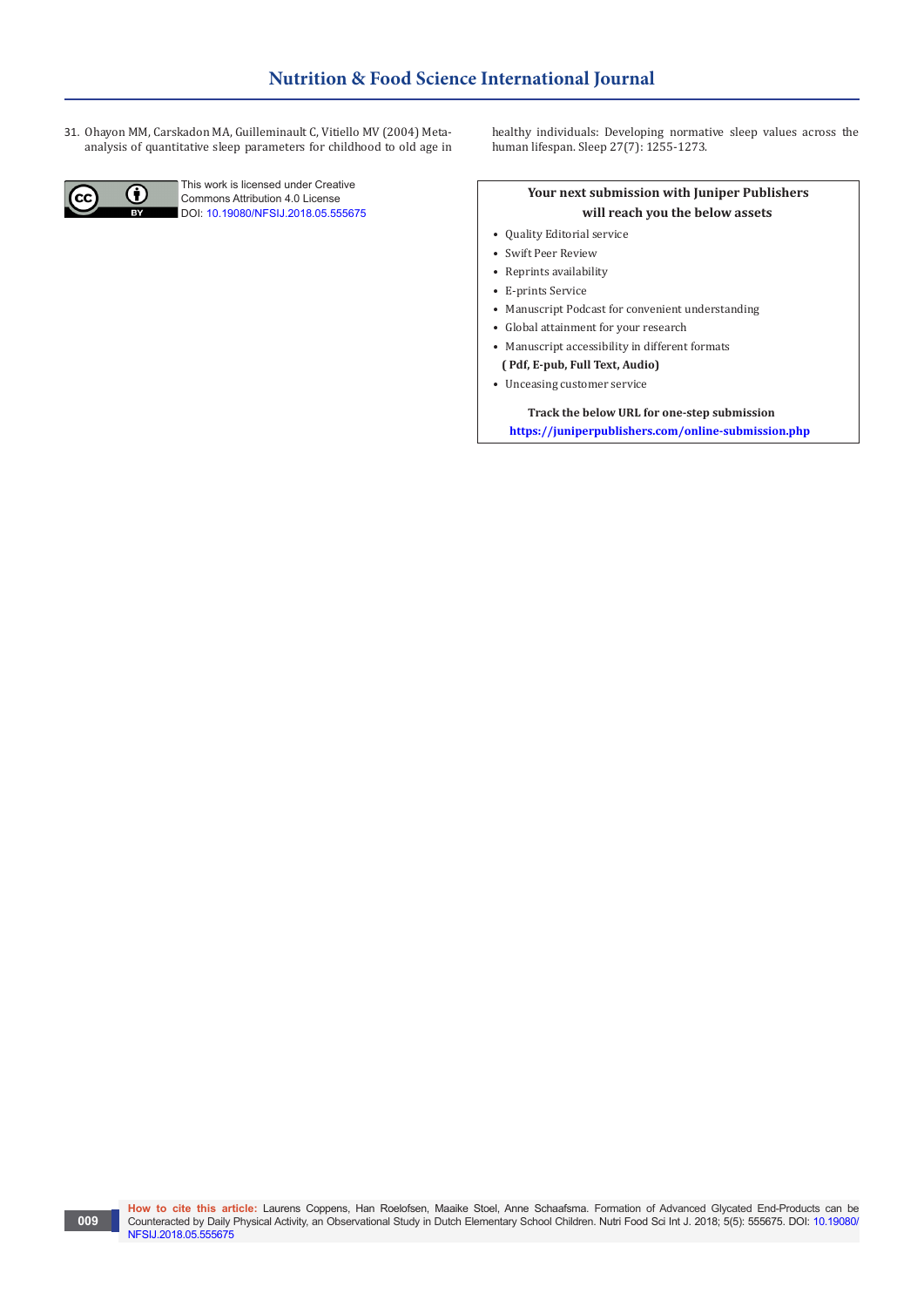31. Ohayon MM, Carskadon MA, Guilleminault C, Vitiello MV (2004) Meta-analysis of quantitative sleep parameters for childhood to old age in healthy individuals: Developing normative sleep values across the human lifespan. Sleep 27(7): 1255-1273.

This work is licensed under Creative Commons Attribution 4.0 License
DOI: 10.19080/NFSIJ.2018.05.555675

**Your next submission with Juniper Publishers will reach you the below assets**

- Quality Editorial service
- Swift Peer Review
- Reprints availability
- E-prints Service
- Manuscript Podcast for convenient understanding
- Global attainment for your research
- Manuscript accessibility in different formats
  **( Pdf, E-pub, Full Text, Audio)**
- Unceasing customer service

**Track the below URL for one-step submission**
**https://juniperpublishers.com/online-submission.php**

**How to cite this article:** Laurens Coppens, Han Roelofsen, Maaike Stoel, Anne Schaafsma. Formation of Advanced Glycated End-Products can be Counteracted by Daily Physical Activity, an Observational Study in Dutch Elementary School Children. Nutri Food Sci Int J. 2018; 5(5): 555675. DOI: 10.19080/NFSIJ.2018.05.555675